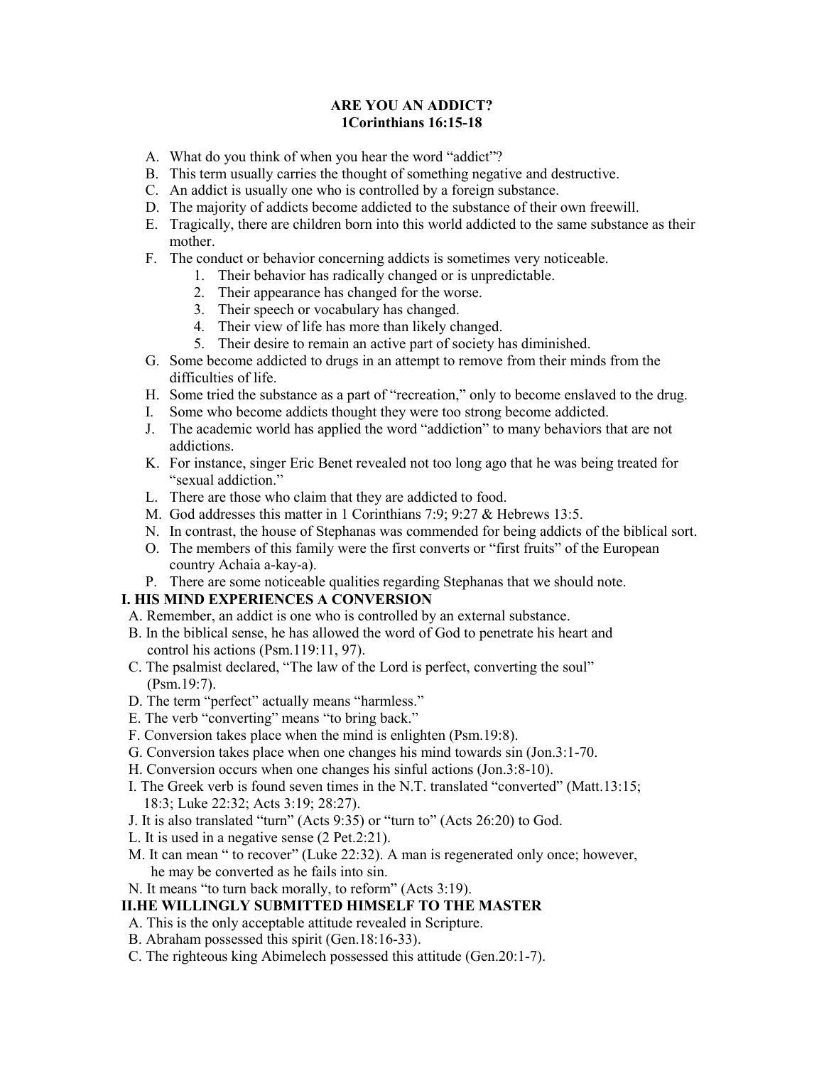**ARE YOU AN ADDICT?**
**1Corinthians 16:15-18**

A. What do you think of when you hear the word "addict"?
B. This term usually carries the thought of something negative and destructive.
C. An addict is usually one who is controlled by a foreign substance.
D. The majority of addicts become addicted to the substance of their own freewill.
E. Tragically, there are children born into this world addicted to the same substance as their mother.
F. The conduct or behavior concerning addicts is sometimes very noticeable.
   1. Their behavior has radically changed or is unpredictable.
   2. Their appearance has changed for the worse.
   3. Their speech or vocabulary has changed.
   4. Their view of life has more than likely changed.
   5. Their desire to remain an active part of society has diminished.
G. Some become addicted to drugs in an attempt to remove from their minds from the difficulties of life.
H. Some tried the substance as a part of "recreation," only to become enslaved to the drug.
I. Some who become addicts thought they were too strong become addicted.
J. The academic world has applied the word "addiction" to many behaviors that are not addictions.
K. For instance, singer Eric Benet revealed not too long ago that he was being treated for "sexual addiction."
L. There are those who claim that they are addicted to food.
M. God addresses this matter in 1 Corinthians 7:9; 9:27 & Hebrews 13:5.
N. In contrast, the house of Stephanas was commended for being addicts of the biblical sort.
O. The members of this family were the first converts or "first fruits" of the European country Achaia a-kay-a).
P. There are some noticeable qualities regarding Stephanas that we should note.

**I. HIS MIND EXPERIENCES A CONVERSION**

A. Remember, an addict is one who is controlled by an external substance.
B. In the biblical sense, he has allowed the word of God to penetrate his heart and control his actions (Psm.119:11, 97).
C. The psalmist declared, "The law of the Lord is perfect, converting the soul" (Psm.19:7).
D. The term "perfect" actually means "harmless."
E. The verb "converting" means "to bring back."
F. Conversion takes place when the mind is enlighten (Psm.19:8).
G. Conversion takes place when one changes his mind towards sin (Jon.3:1-70.
H. Conversion occurs when one changes his sinful actions (Jon.3:8-10).
I. The Greek verb is found seven times in the N.T. translated "converted" (Matt.13:15; 18:3; Luke 22:32; Acts 3:19; 28:27).
J. It is also translated "turn" (Acts 9:35) or "turn to" (Acts 26:20) to God.
L. It is used in a negative sense (2 Pet.2:21).
M. It can mean " to recover" (Luke 22:32). A man is regenerated only once; however, he may be converted as he fails into sin.
N. It means "to turn back morally, to reform" (Acts 3:19).

**II.HE WILLINGLY SUBMITTED HIMSELF TO THE MASTER**

A. This is the only acceptable attitude revealed in Scripture.
B. Abraham possessed this spirit (Gen.18:16-33).
C. The righteous king Abimelech possessed this attitude (Gen.20:1-7).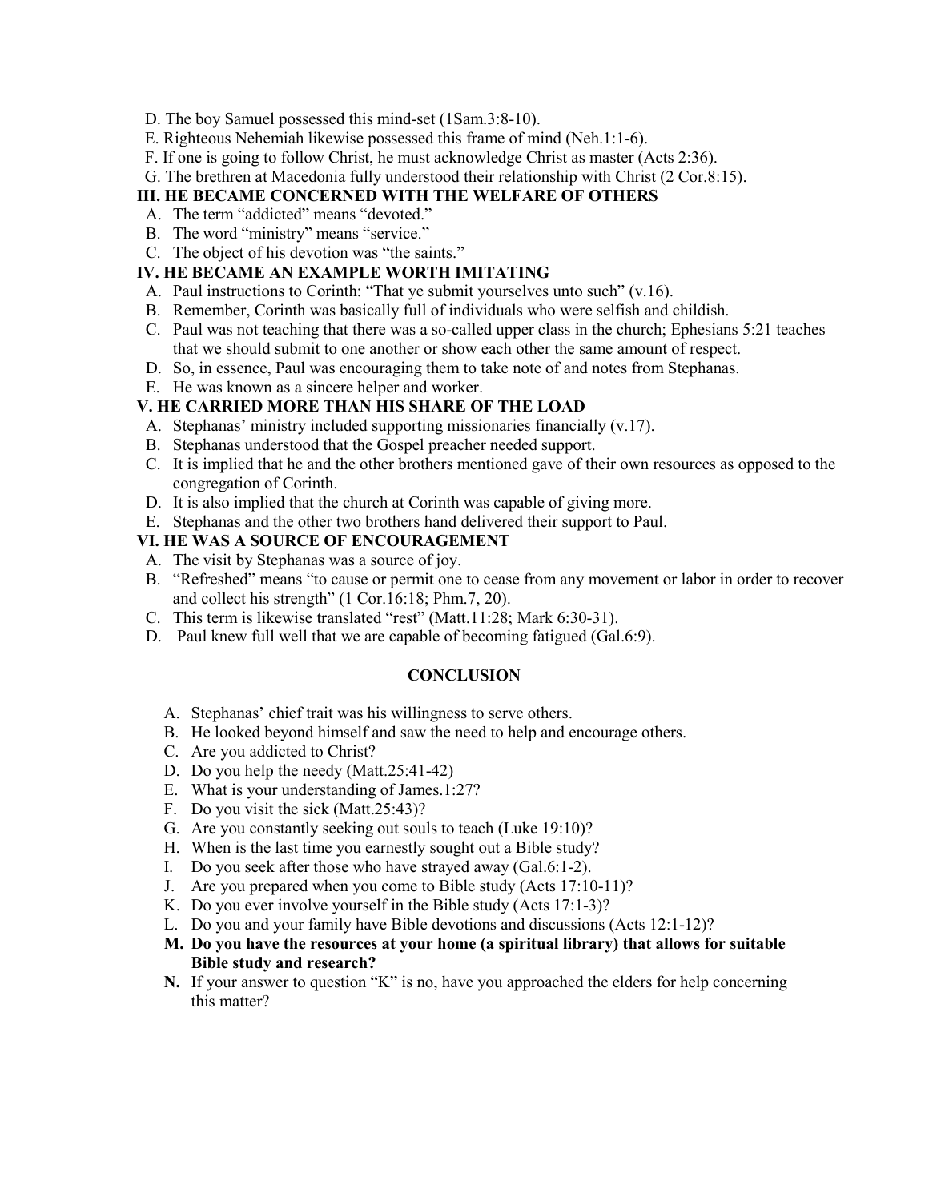D. The boy Samuel possessed this mind-set (1Sam.3:8-10).
E. Righteous Nehemiah likewise possessed this frame of mind (Neh.1:1-6).
F. If one is going to follow Christ, he must acknowledge Christ as master (Acts 2:36).
G. The brethren at Macedonia fully understood their relationship with Christ (2 Cor.8:15).

## III. HE BECAME CONCERNED WITH THE WELFARE OF OTHERS

A. The term "addicted" means "devoted."
B. The word "ministry" means "service."
C. The object of his devotion was "the saints."

## IV. HE BECAME AN EXAMPLE WORTH IMITATING

A. Paul instructions to Corinth: "That ye submit yourselves unto such" (v.16).
B. Remember, Corinth was basically full of individuals who were selfish and childish.
C. Paul was not teaching that there was a so-called upper class in the church; Ephesians 5:21 teaches that we should submit to one another or show each other the same amount of respect.
D. So, in essence, Paul was encouraging them to take note of and notes from Stephanas.
E. He was known as a sincere helper and worker.

## V. HE CARRIED MORE THAN HIS SHARE OF THE LOAD

A. Stephanas' ministry included supporting missionaries financially (v.17).
B. Stephanas understood that the Gospel preacher needed support.
C. It is implied that he and the other brothers mentioned gave of their own resources as opposed to the congregation of Corinth.
D. It is also implied that the church at Corinth was capable of giving more.
E. Stephanas and the other two brothers hand delivered their support to Paul.

## VI. HE WAS A SOURCE OF ENCOURAGEMENT

A. The visit by Stephanas was a source of joy.
B. "Refreshed" means "to cause or permit one to cease from any movement or labor in order to recover and collect his strength" (1 Cor.16:18; Phm.7, 20).
C. This term is likewise translated "rest" (Matt.11:28; Mark 6:30-31).
D. Paul knew full well that we are capable of becoming fatigued (Gal.6:9).

## CONCLUSION

A. Stephanas' chief trait was his willingness to serve others.
B. He looked beyond himself and saw the need to help and encourage others.
C. Are you addicted to Christ?
D. Do you help the needy (Matt.25:41-42)
E. What is your understanding of James.1:27?
F. Do you visit the sick (Matt.25:43)?
G. Are you constantly seeking out souls to teach (Luke 19:10)?
H. When is the last time you earnestly sought out a Bible study?
I. Do you seek after those who have strayed away (Gal.6:1-2).
J. Are you prepared when you come to Bible study (Acts 17:10-11)?
K. Do you ever involve yourself in the Bible study (Acts 17:1-3)?
L. Do you and your family have Bible devotions and discussions (Acts 12:1-12)?
**M. Do you have the resources at your home (a spiritual library) that allows for suitable Bible study and research?**
**N.** If your answer to question "K" is no, have you approached the elders for help concerning this matter?